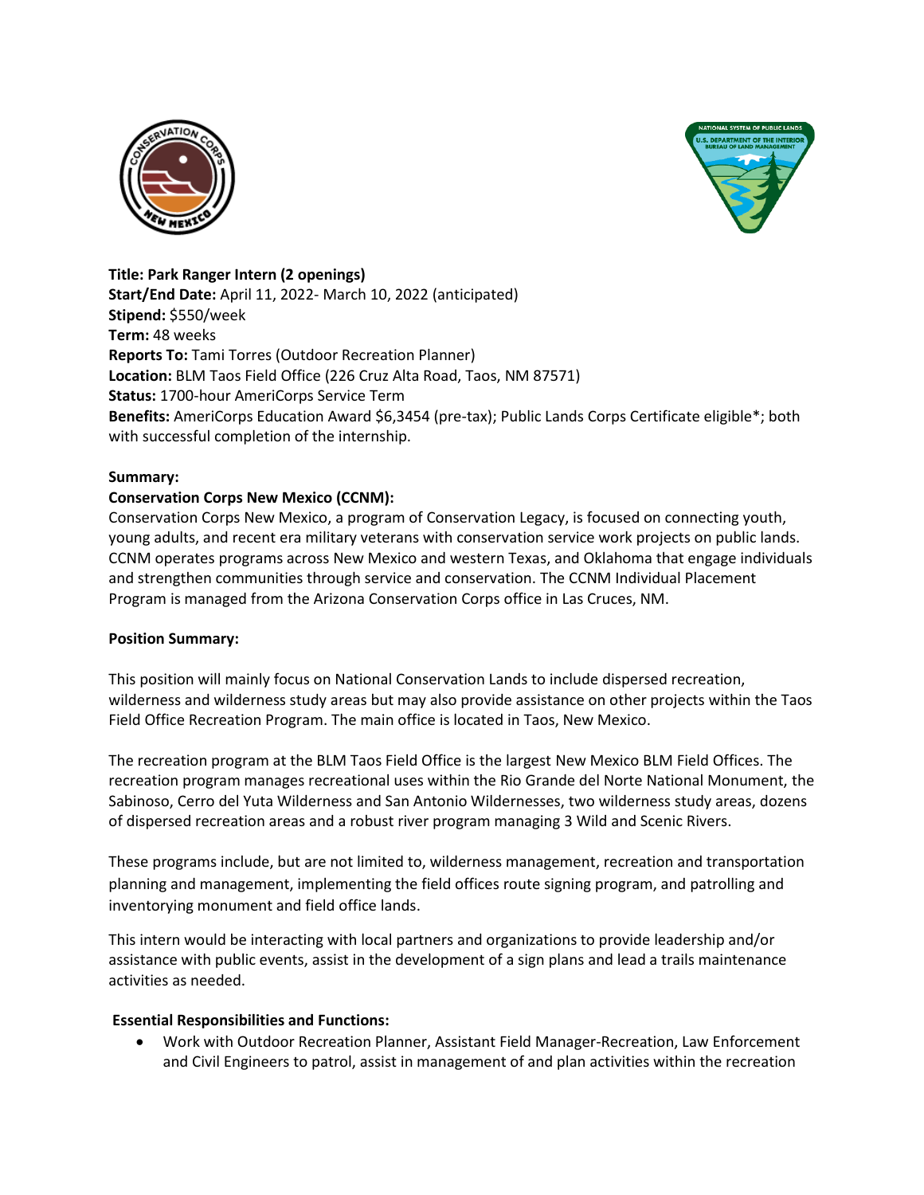**Title: Park Ranger Intern (2 openings)**
**Start/End Date:** April 11, 2022- March 10, 2022 (anticipated)
**Stipend:** $550/week
**Term:** 48 weeks
**Reports To:** Tami Torres (Outdoor Recreation Planner)
**Location:** BLM Taos Field Office (226 Cruz Alta Road, Taos, NM 87571)
**Status:** 1700-hour AmeriCorps Service Term
**Benefits:** AmeriCorps Education Award $6,3454 (pre-tax); Public Lands Corps Certificate eligible*; both with successful completion of the internship.

**Summary:**

**Conservation Corps New Mexico (CCNM):**

Conservation Corps New Mexico, a program of Conservation Legacy, is focused on connecting youth, young adults, and recent era military veterans with conservation service work projects on public lands. CCNM operates programs across New Mexico and western Texas, and Oklahoma that engage individuals and strengthen communities through service and conservation. The CCNM Individual Placement Program is managed from the Arizona Conservation Corps office in Las Cruces, NM.

**Position Summary:**

This position will mainly focus on National Conservation Lands to include dispersed recreation, wilderness and wilderness study areas but may also provide assistance on other projects within the Taos Field Office Recreation Program. The main office is located in Taos, New Mexico.

The recreation program at the BLM Taos Field Office is the largest New Mexico BLM Field Offices. The recreation program manages recreational uses within the Rio Grande del Norte National Monument, the Sabinoso, Cerro del Yuta Wilderness and San Antonio Wildernesses, two wilderness study areas, dozens of dispersed recreation areas and a robust river program managing 3 Wild and Scenic Rivers.

These programs include, but are not limited to, wilderness management, recreation and transportation planning and management, implementing the field offices route signing program, and patrolling and inventorying monument and field office lands.

This intern would be interacting with local partners and organizations to provide leadership and/or assistance with public events, assist in the development of a sign plans and lead a trails maintenance activities as needed.

**Essential Responsibilities and Functions:**

- Work with Outdoor Recreation Planner, Assistant Field Manager-Recreation, Law Enforcement and Civil Engineers to patrol, assist in management of and plan activities within the recreation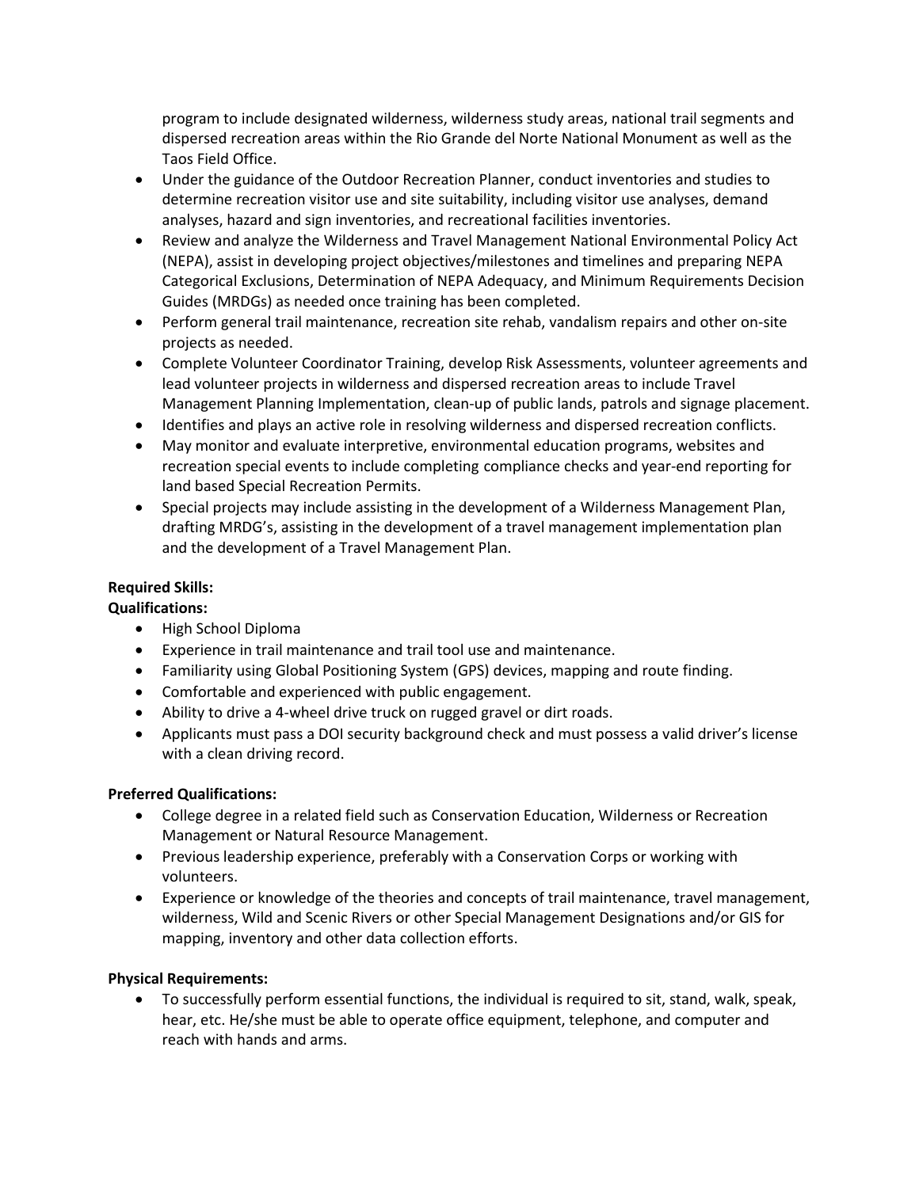program to include designated wilderness, wilderness study areas, national trail segments and dispersed recreation areas within the Rio Grande del Norte National Monument as well as the Taos Field Office.

- Under the guidance of the Outdoor Recreation Planner, conduct inventories and studies to determine recreation visitor use and site suitability, including visitor use analyses, demand analyses, hazard and sign inventories, and recreational facilities inventories.
- Review and analyze the Wilderness and Travel Management National Environmental Policy Act (NEPA), assist in developing project objectives/milestones and timelines and preparing NEPA Categorical Exclusions, Determination of NEPA Adequacy, and Minimum Requirements Decision Guides (MRDGs) as needed once training has been completed.
- Perform general trail maintenance, recreation site rehab, vandalism repairs and other on-site projects as needed.
- Complete Volunteer Coordinator Training, develop Risk Assessments, volunteer agreements and lead volunteer projects in wilderness and dispersed recreation areas to include Travel Management Planning Implementation, clean-up of public lands, patrols and signage placement.
- Identifies and plays an active role in resolving wilderness and dispersed recreation conflicts.
- May monitor and evaluate interpretive, environmental education programs, websites and recreation special events to include completing compliance checks and year-end reporting for land based Special Recreation Permits.
- Special projects may include assisting in the development of a Wilderness Management Plan, drafting MRDG's, assisting in the development of a travel management implementation plan and the development of a Travel Management Plan.

**Required Skills:**

**Qualifications:**

- High School Diploma
- Experience in trail maintenance and trail tool use and maintenance.
- Familiarity using Global Positioning System (GPS) devices, mapping and route finding.
- Comfortable and experienced with public engagement.
- Ability to drive a 4-wheel drive truck on rugged gravel or dirt roads.
- Applicants must pass a DOI security background check and must possess a valid driver's license with a clean driving record.

**Preferred Qualifications:**

- College degree in a related field such as Conservation Education, Wilderness or Recreation Management or Natural Resource Management.
- Previous leadership experience, preferably with a Conservation Corps or working with volunteers.
- Experience or knowledge of the theories and concepts of trail maintenance, travel management, wilderness, Wild and Scenic Rivers or other Special Management Designations and/or GIS for mapping, inventory and other data collection efforts.

**Physical Requirements:**

- To successfully perform essential functions, the individual is required to sit, stand, walk, speak, hear, etc. He/she must be able to operate office equipment, telephone, and computer and reach with hands and arms.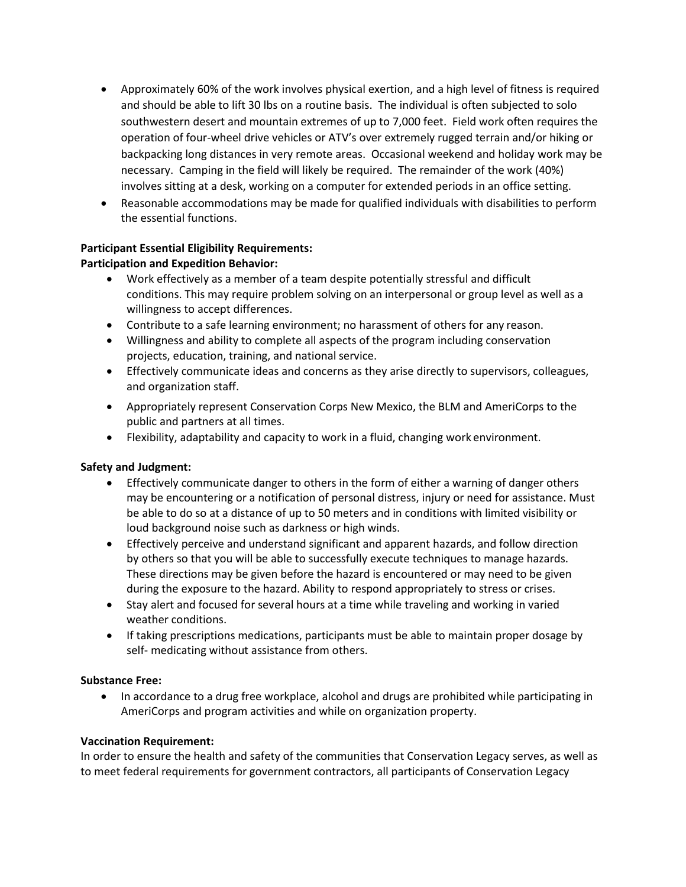- Approximately 60% of the work involves physical exertion, and a high level of fitness is required and should be able to lift 30 lbs on a routine basis. The individual is often subjected to solo southwestern desert and mountain extremes of up to 7,000 feet. Field work often requires the operation of four-wheel drive vehicles or ATV's over extremely rugged terrain and/or hiking or backpacking long distances in very remote areas. Occasional weekend and holiday work may be necessary. Camping in the field will likely be required. The remainder of the work (40%) involves sitting at a desk, working on a computer for extended periods in an office setting.
- Reasonable accommodations may be made for qualified individuals with disabilities to perform the essential functions.

**Participant Essential Eligibility Requirements:**

**Participation and Expedition Behavior:**

- Work effectively as a member of a team despite potentially stressful and difficult conditions. This may require problem solving on an interpersonal or group level as well as a willingness to accept differences.
- Contribute to a safe learning environment; no harassment of others for any reason.
- Willingness and ability to complete all aspects of the program including conservation projects, education, training, and national service.
- Effectively communicate ideas and concerns as they arise directly to supervisors, colleagues, and organization staff.
- Appropriately represent Conservation Corps New Mexico, the BLM and AmeriCorps to the public and partners at all times.
- Flexibility, adaptability and capacity to work in a fluid, changing work environment.

**Safety and Judgment:**

- Effectively communicate danger to others in the form of either a warning of danger others may be encountering or a notification of personal distress, injury or need for assistance. Must be able to do so at a distance of up to 50 meters and in conditions with limited visibility or loud background noise such as darkness or high winds.
- Effectively perceive and understand significant and apparent hazards, and follow direction by others so that you will be able to successfully execute techniques to manage hazards. These directions may be given before the hazard is encountered or may need to be given during the exposure to the hazard. Ability to respond appropriately to stress or crises.
- Stay alert and focused for several hours at a time while traveling and working in varied weather conditions.
- If taking prescriptions medications, participants must be able to maintain proper dosage by self- medicating without assistance from others.

**Substance Free:**

- In accordance to a drug free workplace, alcohol and drugs are prohibited while participating in AmeriCorps and program activities and while on organization property.

**Vaccination Requirement:**

In order to ensure the health and safety of the communities that Conservation Legacy serves, as well as to meet federal requirements for government contractors, all participants of Conservation Legacy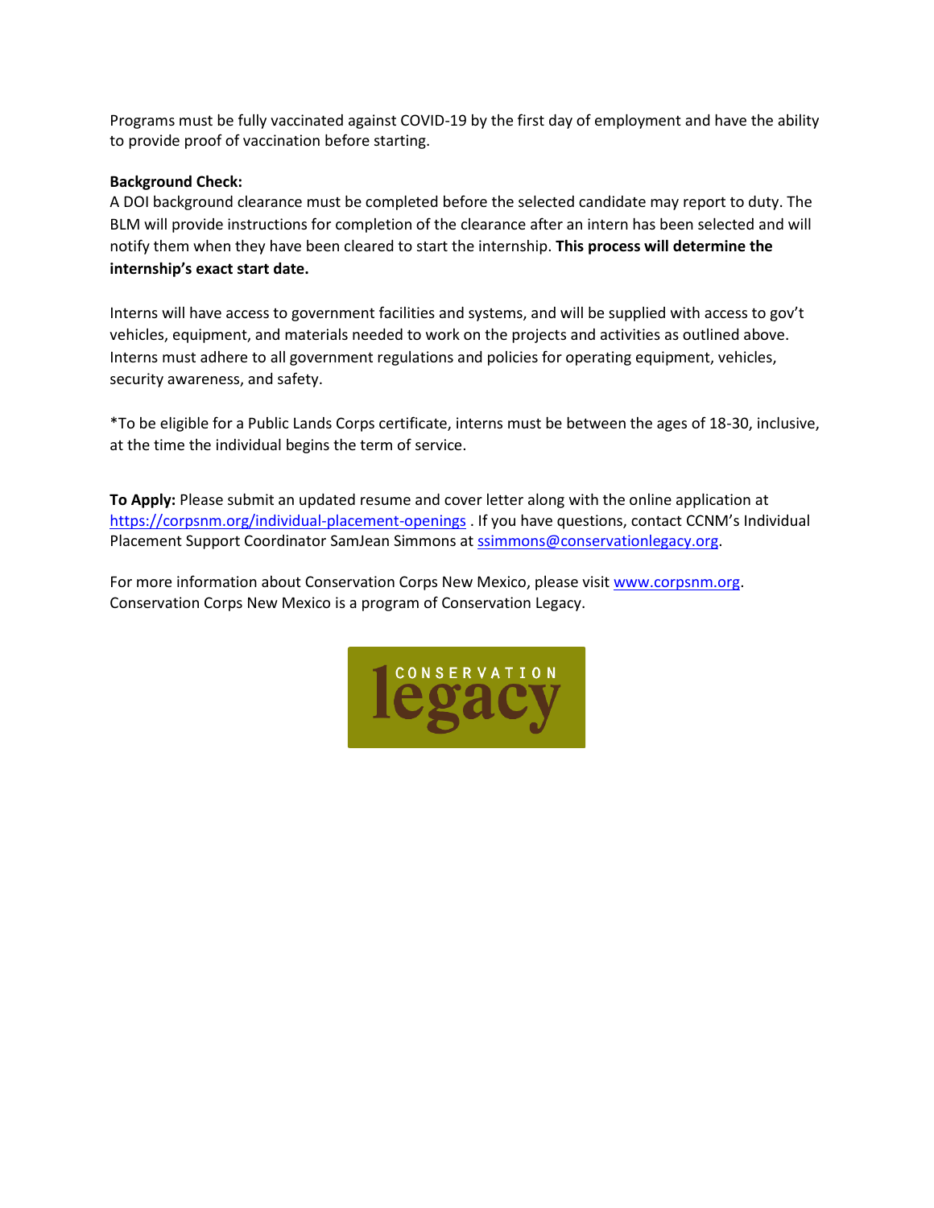Programs must be fully vaccinated against COVID-19 by the first day of employment and have the ability to provide proof of vaccination before starting.

**Background Check:**
A DOI background clearance must be completed before the selected candidate may report to duty. The BLM will provide instructions for completion of the clearance after an intern has been selected and will notify them when they have been cleared to start the internship. **This process will determine the internship's exact start date.**

Interns will have access to government facilities and systems, and will be supplied with access to gov't vehicles, equipment, and materials needed to work on the projects and activities as outlined above. Interns must adhere to all government regulations and policies for operating equipment, vehicles, security awareness, and safety.

*To be eligible for a Public Lands Corps certificate, interns must be between the ages of 18-30, inclusive, at the time the individual begins the term of service.

**To Apply:** Please submit an updated resume and cover letter along with the online application at https://corpsnm.org/individual-placement-openings . If you have questions, contact CCNM's Individual Placement Support Coordinator SamJean Simmons at ssimmons@conservationlegacy.org.

For more information about Conservation Corps New Mexico, please visit www.corpsnm.org. Conservation Corps New Mexico is a program of Conservation Legacy.

CONSERVATION legacy